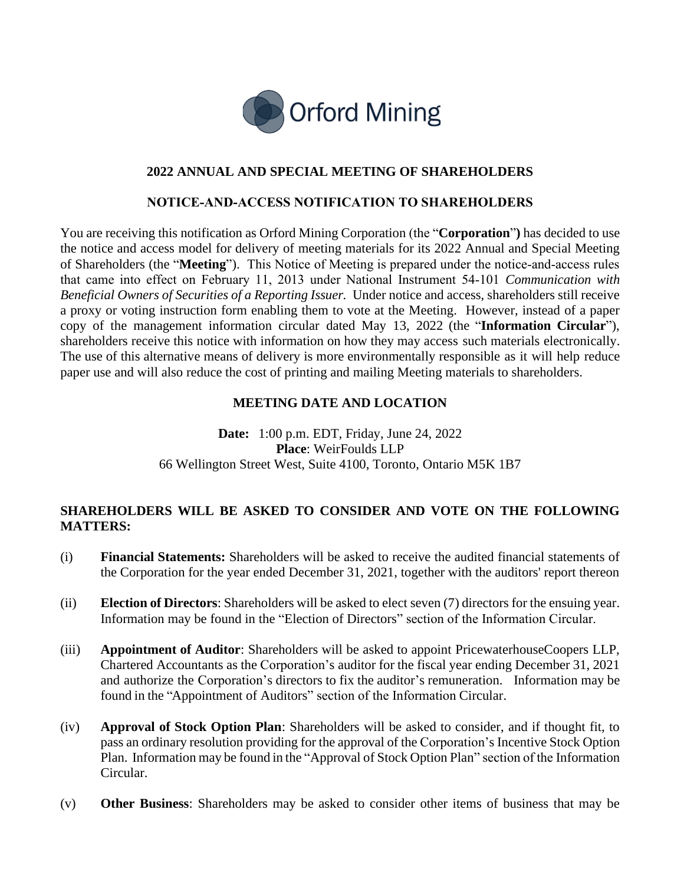Orford Mining

## 2022 ANNUAL AND SPECIAL MEETING OF SHAREHOLDERS

## NOTICE-AND-ACCESS NOTIFICATION TO SHAREHOLDERS

You are receiving this notification as Orford Mining Corporation (the "**Corporation**") has decided to use the notice and access model for delivery of meeting materials for its 2022 Annual and Special Meeting of Shareholders (the "**Meeting**"). This Notice of Meeting is prepared under the notice-and-access rules that came into effect on February 11, 2013 under National Instrument 54-101 *Communication with Beneficial Owners of Securities of a Reporting Issuer.* Under notice and access, shareholders still receive a proxy or voting instruction form enabling them to vote at the Meeting. However, instead of a paper copy of the management information circular dated May 13, 2022 (the "**Information Circular**"), shareholders receive this notice with information on how they may access such materials electronically. The use of this alternative means of delivery is more environmentally responsible as it will help reduce paper use and will also reduce the cost of printing and mailing Meeting materials to shareholders.

## MEETING DATE AND LOCATION

**Date:** 1:00 p.m. EDT, Friday, June 24, 2022
**Place**: WeirFoulds LLP
66 Wellington Street West, Suite 4100, Toronto, Ontario M5K 1B7

## SHAREHOLDERS WILL BE ASKED TO CONSIDER AND VOTE ON THE FOLLOWING MATTERS:

(i) **Financial Statements:** Shareholders will be asked to receive the audited financial statements of the Corporation for the year ended December 31, 2021, together with the auditors' report thereon

(ii) **Election of Directors**: Shareholders will be asked to elect seven (7) directors for the ensuing year. Information may be found in the "Election of Directors" section of the Information Circular.

(iii) **Appointment of Auditor**: Shareholders will be asked to appoint PricewaterhouseCoopers LLP, Chartered Accountants as the Corporation's auditor for the fiscal year ending December 31, 2021 and authorize the Corporation's directors to fix the auditor's remuneration. Information may be found in the "Appointment of Auditors" section of the Information Circular.

(iv) **Approval of Stock Option Plan**: Shareholders will be asked to consider, and if thought fit, to pass an ordinary resolution providing for the approval of the Corporation's Incentive Stock Option Plan. Information may be found in the "Approval of Stock Option Plan" section of the Information Circular.

(v) **Other Business**: Shareholders may be asked to consider other items of business that may be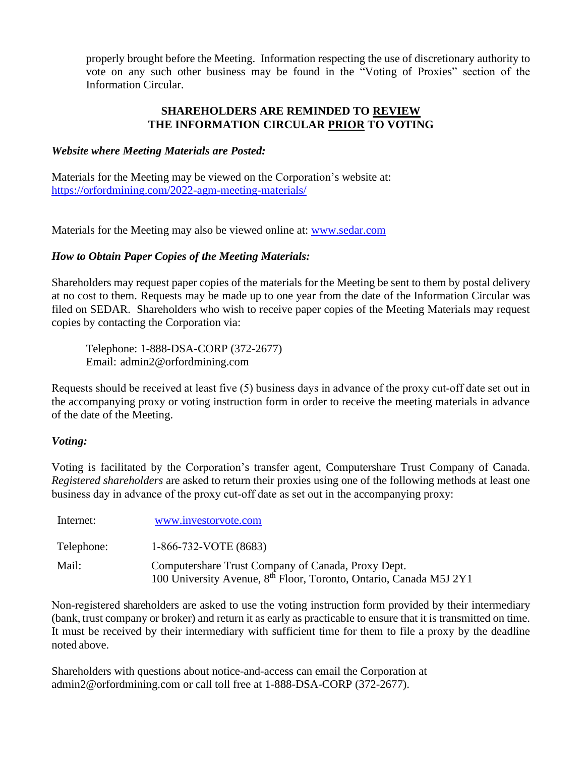properly brought before the Meeting. Information respecting the use of discretionary authority to vote on any such other business may be found in the "Voting of Proxies" section of the Information Circular.

**SHAREHOLDERS ARE REMINDED TO REVIEW THE INFORMATION CIRCULAR PRIOR TO VOTING**

***Website where Meeting Materials are Posted:***

Materials for the Meeting may be viewed on the Corporation's website at: https://orfordmining.com/2022-agm-meeting-materials/

Materials for the Meeting may also be viewed online at: www.sedar.com

***How to Obtain Paper Copies of the Meeting Materials:***

Shareholders may request paper copies of the materials for the Meeting be sent to them by postal delivery at no cost to them. Requests may be made up to one year from the date of the Information Circular was filed on SEDAR. Shareholders who wish to receive paper copies of the Meeting Materials may request copies by contacting the Corporation via:

Telephone: 1-888-DSA-CORP (372-2677)
Email: admin2@orfordmining.com

Requests should be received at least five (5) business days in advance of the proxy cut-off date set out in the accompanying proxy or voting instruction form in order to receive the meeting materials in advance of the date of the Meeting.

***Voting:***

Voting is facilitated by the Corporation's transfer agent, Computershare Trust Company of Canada. *Registered shareholders* are asked to return their proxies using one of the following methods at least one business day in advance of the proxy cut-off date as set out in the accompanying proxy:

| | |
|---|---|
| Internet: | www.investorvote.com |
| Telephone: | 1-866-732-VOTE (8683) |
| Mail: | Computershare Trust Company of Canada, Proxy Dept.<br>100 University Avenue, 8th Floor, Toronto, Ontario, Canada M5J 2Y1 |

Non-registered shareholders are asked to use the voting instruction form provided by their intermediary (bank, trust company or broker) and return it as early as practicable to ensure that it is transmitted on time. It must be received by their intermediary with sufficient time for them to file a proxy by the deadline noted above.

Shareholders with questions about notice-and-access can email the Corporation at admin2@orfordmining.com or call toll free at 1-888-DSA-CORP (372-2677).